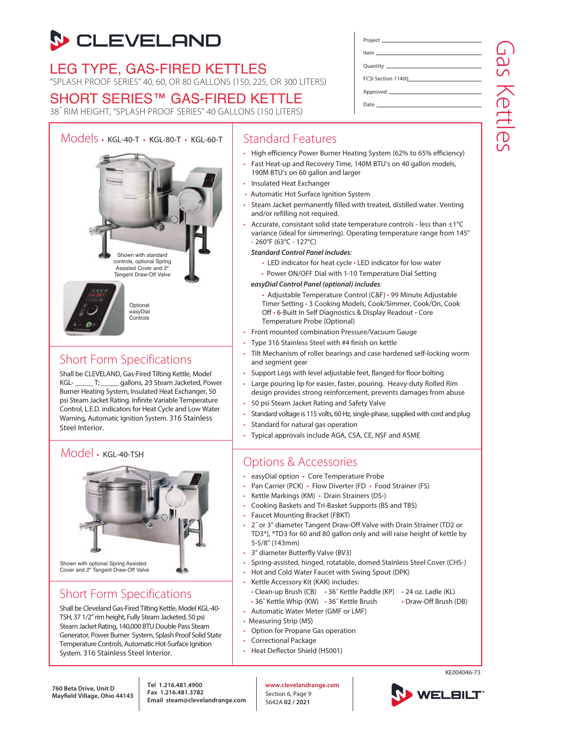# CLEVELAND

## LEG TYPE, GAS-FIRED KETTLES

"SPLASH PROOF SERIES" 40, 60, OR 80 GALLONS (150, 225, OR 300 LITERS)

## SHORT SERIES™ GAS-FIRED KETTLE

38˝ RIM HEIGHT, "SPLASH PROOF SERIES" 40 GALLONS (150 LITERS)

Project \_\_\_\_\_\_\_\_\_\_\_\_\_\_\_\_
Item \_\_\_\_\_\_\_\_\_\_\_\_\_\_\_\_
Quantity \_\_\_\_\_\_\_\_\_\_\_\_\_\_\_\_
FCSI Section 11400\_\_\_\_\_\_\_\_\_\_\_\_\_\_\_\_
Approved \_\_\_\_\_\_\_\_\_\_\_\_\_\_\_\_
Date \_\_\_\_\_\_\_\_\_\_\_\_\_\_\_\_

Gas Kettles

## Models • KGL-40-T • KGL-80-T • KGL-60-T

Shown with standard controls, optional Spring Assisted Cover and 2" Tangent Draw-Off Valve

Optional easyDial Controls

## Short Form Specifications

Shall be CLEVELAND, Gas-Fired Tilting Kettle, Model KGL-\_\_\_\_\_ T; \_\_\_\_\_ gallons, 2⁄3 Steam Jacketed, Power Burner Heating System, Insulated Heat Exchanger, 50 psi Steam Jacket Rating. Infinite Variable Temperature Control, L.E.D. indicators for Heat Cycle and Low Water Warning, Automatic Ignition System. 316 Stainless Steel Interior.

## Model • KGL-40-TSH

Shown with optional Spring Assisted Cover and 2" Tangent Draw-Off Valve

## Short Form Specifications

Shall be Cleveland Gas-Fired Tilting Kettle, Model KGL-40-TSH, 37 1/2" rim height, Fully Steam Jacketed, 50 psi Steam Jacket Rating, 140,000 BTU Double Pass Steam Generator, Power Burner System, Splash Proof Solid State Temperature Controls, Automatic Hot-Surface Ignition System. 316 Stainless Steel Interior.

## Standard Features

- High efficiency Power Burner Heating System (62% to 65% efficiency)
- Fast Heat-up and Recovery Time, 140M BTU's on 40 gallon models, 190M BTU's on 60 gallon and larger
- Insulated Heat Exchanger
- Automatic Hot Surface Ignition System
- Steam Jacket permanently filled with treated, distilled water. Venting and/or refilling not required.
- Accurate, consistant solid state temperature controls - less than ±1°C variance (ideal for simmering). Operating temperature range from 145° - 260°F (63°C - 127°C)

  ***Standard Control Panel includes:***
  - LED indicator for heat cycle • LED indicator for low water
  - Power ON/OFF Dial with 1-10 Temperature Dial Setting

  ***easyDial Control Panel (optional) includes:***
  - Adjustable Temperature Control (C&F) • 99 Minute Adjustable Timer Setting • 3 Cooking Models, Cook/Simmer, Cook/On, Cook Off • 6-Built In Self Diagnostics & Display Readout • Core Temperature Probe (Optional)
- Front mounted combination Pressure/Vacuum Gauge
- Type 316 Stainless Steel with #4 finish on kettle
- Tilt Mechanism of roller bearings and case hardened self-locking worm and segment gear
- Support Legs with level adjustable feet, flanged for floor bolting
- Large pouring lip for easier, faster, pouring. Heavy-duty Rolled Rim design provides strong reinforcement, prevents damages from abuse
- 50 psi Steam Jacket Rating and Safety Valve
- Standard voltage is 115 volts, 60 Hz, single-phase, supplied with cord and plug
- Standard for natural gas operation
- Typical approvals include AGA, CSA, CE, NSF and ASME

## Options & Accessories

- easyDial option • Core Temperature Probe
- Pan Carrier (PCK) • Flow Diverter (FD • Food Strainer (FS)
- Kettle Markings (KM) • Drain Strainers (DS-)
- Cooking Baskets and Tri-Basket Supports (BS and TBS)
- Faucet Mounting Bracket (FBKT)
- 2˝ or 3" diameter Tangent Draw-Off Valve with Drain Strainer (TD2 or TD3*), *TD3 for 60 and 80 gallon only and will raise height of kettle by 5-5/8" (143mm)
- 3" diameter Butterfly Valve (BV3)
- Spring-assisted, hinged, rotatable, domed Stainless Steel Cover (CHS-)
- Hot and Cold Water Faucet with Swing Spout (DPK)
- Kettle Accessory Kit (KAK) includes:
  - Clean-up Brush (CB) • 36˝ Kettle Paddle (KP) • 24 oz. Ladle (KL)
  - 36˝ Kettle Whip (KW) • 36˝ Kettle Brush • Draw-Off Brush (DB)
- Automatic Water Meter (GMF or LMF)
- Measuring Strip (MS)
- Option for Propane Gas operation
- Correctional Package
- Heat Deflector Shield (HS001)

KE004046-73

760 Beta Drive, Unit D
Mayfield Village, Ohio 44143

Tel 1.216.481.4900
Fax 1.216.481.3782
Email steam@clevelandrange.com

www.clevelandrange.com
Section 6, Page 9
5642A **02 / 2021**

WELBILT®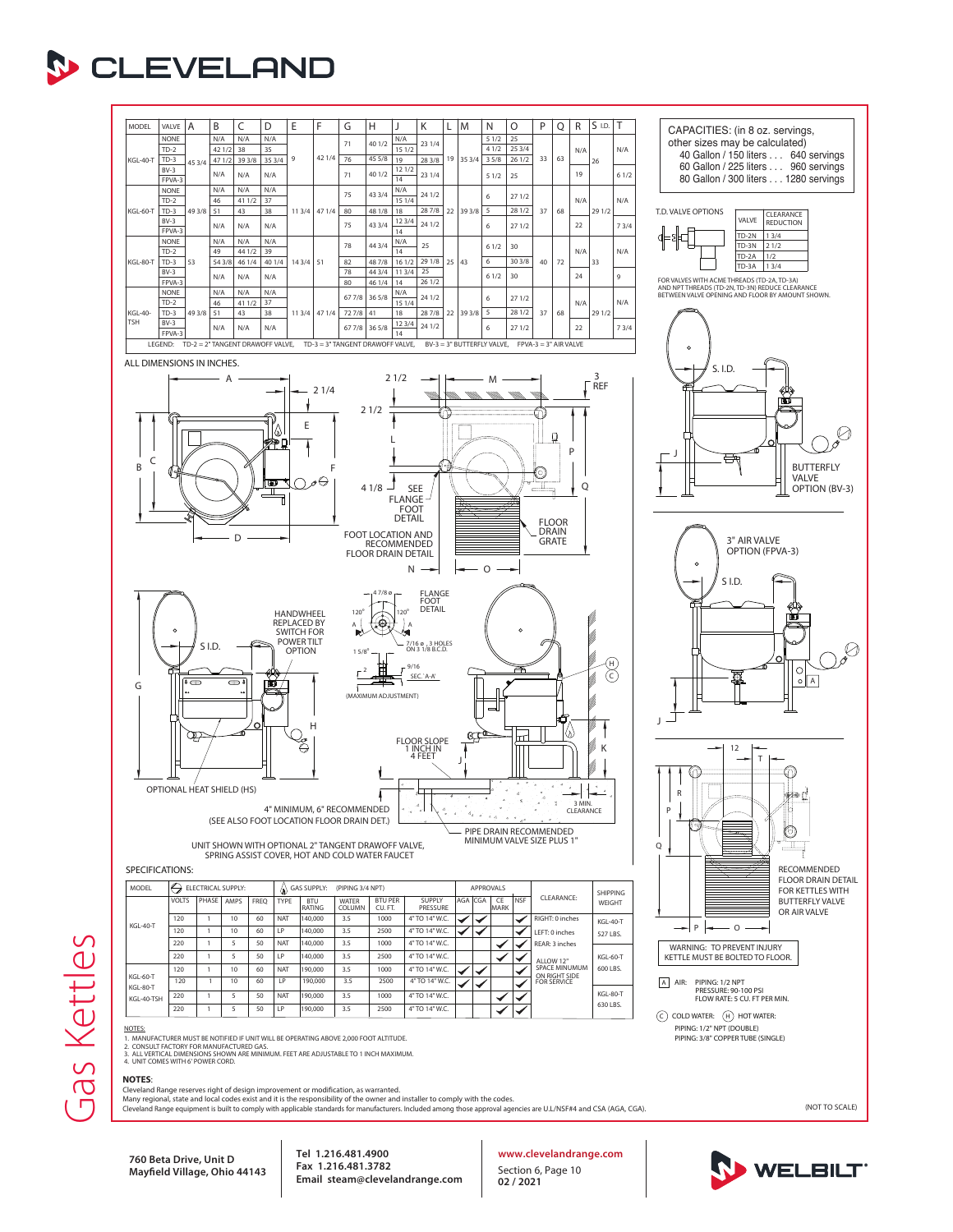# CLEVELAND

| MODEL | VALVE | A | B | C | D | E | F | G | H | J | K | L | M | N | O | P | Q | R | S I.D. | T |
|---|---|---|---|---|---|---|---|---|---|---|---|---|---|---|---|---|---|---|---|---|
| KGL-40-T | NONE | 45 3/4 | N/A | N/A | N/A | 9 | 42 1/4 | 71 | 40 1/2 | N/A | 23 1/4 | 19 | 35 3/4 | 5 1/2 | 25 | 33 | 63 | N/A | 26 | N/A |
| | TD-2 | | 42 1/2 | 38 | 35 | | | | | 15 1/2 | | | | 4 1/2 | 25 3/4 | | | | | |
| | TD-3 | | 47 1/2 | 39 3/8 | 35 3/4 | | | 76 | 45 5/8 | 19 | 28 3/8 | | | 3 5/8 | 26 1/2 | | | | | |
| | BV-3 | | N/A | N/A | N/A | | | 71 | 40 1/2 | 12 1/2 | 23 1/4 | | | 5 1/2 | 25 | | | 19 | | 6 1/2 |
| | FPVA-3 | | | | | | | | | 14 | | | | | | | | | | |
| KGL-60-T | NONE | 49 3/8 | N/A | N/A | N/A | 11 3/4 | 47 1/4 | 75 | 43 3/4 | N/A | 24 1/2 | 22 | 39 3/8 | 6 | 27 1/2 | 37 | 68 | N/A | 29 1/2 | N/A |
| | TD-2 | | 46 | 41 1/2 | 37 | | | | | 15 1/4 | | | | | | | | | | |
| | TD-3 | | 51 | 43 | 38 | | | 80 | 48 1/8 | 18 | 28 7/8 | | | 5 | 28 1/2 | | | | | |
| | BV-3 | | N/A | N/A | N/A | | | 75 | 43 3/4 | 12 3/4 | 24 1/2 | | | 6 | 27 1/2 | | | 22 | | 7 3/4 |
| | FPVA-3 | | | | | | | | | 14 | | | | | | | | | | |
| KGL-80-T | NONE | 53 | N/A | N/A | N/A | 14 3/4 | 51 | 78 | 44 3/4 | N/A | 25 | 25 | 43 | 6 1/2 | 30 | 40 | 72 | N/A | 33 | N/A |
| | TD-2 | | 49 | 44 1/2 | 39 | | | | | 14 | | | | | | | | | | |
| | TD-3 | | 54 3/8 | 46 1/4 | 40 1/4 | | | 82 | 48 7/8 | 16 1/2 | 29 1/8 | | | 6 | 30 3/8 | | | | | |
| | BV-3 | | N/A | N/A | N/A | | | 78 | 44 3/4 | 11 3/4 | 25 | | | 6 1/2 | 30 | | | 24 | | 9 |
| | FPVA-3 | | | | | | | 80 | 46 1/4 | 14 | 26 1/2 | | | | | | | | | |
| KGL-40-TSH | NONE | 49 3/8 | N/A | N/A | N/A | 11 3/4 | 47 1/4 | 67 7/8 | 36 5/8 | N/A | 24 1/2 | 22 | 39 3/8 | 6 | 27 1/2 | 37 | 68 | N/A | 29 1/2 | N/A |
| | TD-2 | | 46 | 41 1/2 | 37 | | | | | 15 1/4 | | | | | | | | | | |
| | TD-3 | | 51 | 43 | 38 | | | 72 7/8 | 41 | 18 | 28 7/8 | | | 5 | 28 1/2 | | | | | |
| | BV-3 | | N/A | N/A | N/A | | | 67 7/8 | 36 5/8 | 12 3/4 | 24 1/2 | | | 6 | 27 1/2 | | | 22 | | 7 3/4 |
| | FPVA-3 | | | | | | | | | 14 | | | | | | | | | | |

LEGEND: TD-2 = 2" TANGENT DRAWOFF VALVE, TD-3 = 3" TANGENT DRAWOFF VALVE, BV-3 = 3" BUTTERFLY VALVE, FPVA-3 = 3" AIR VALVE

CAPACITIES: (in 8 oz. servings, other sizes may be calculated)
- 40 Gallon / 150 liters . . . 640 servings
- 60 Gallon / 225 liters . . . 960 servings
- 80 Gallon / 300 liters . . . 1280 servings

T.D. VALVE OPTIONS

| VALVE | CLEARANCE REDUCTION |
|---|---|
| TD-2N | 1 3/4 |
| TD-3N | 2 1/2 |
| TD-2A | 1/2 |
| TD-3A | 1 3/4 |

FOR VALVES WITH ACME THREADS (TD-2A, TD-3A) AND NPT THREADS (TD-2N, TD-3N) REDUCE CLEARANCE BETWEEN VALVE OPENING AND FLOOR BY AMOUNT SHOWN.

ALL DIMENSIONS IN INCHES.

A, 2 1/4, E, B, C, F, D

2 1/2, M, 3 REF, 2 1/2, L, P, Q, 4 1/8, SEE FLANGE FOOT DETAIL, FLOOR DRAIN GRATE, FOOT LOCATION AND RECOMMENDED FLOOR DRAIN DETAIL, N, O

S. I.D., J, BUTTERFLY VALVE OPTION (BV-3)

3" AIR VALVE OPTION (FPVA-3), S I.D., A, J

HANDWHEEL REPLACED BY SWITCH FOR POWER TILT OPTION, S I.D., G, H, OPTIONAL HEAT SHIELD (HS)

4 7/8 ø, 120°, 120°, FLANGE FOOT DETAIL, A, A, 7/16 ø, 3 HOLES ON 3 1/8 B.C.D., 1 5/8", 2, 9/16, SEC. 'A-A', (MAXIMUM ADJUSTMENT)

H, C, K, J, FLOOR SLOPE 1 INCH IN 4 FEET, 3 MIN. CLEARANCE

4" MINIMUM, 6" RECOMMENDED (SEE ALSO FOOT LOCATION FLOOR DRAIN DET.)

PIPE DRAIN RECOMMENDED MINIMUM VALVE SIZE PLUS 1"

UNIT SHOWN WITH OPTIONAL 2" TANGENT DRAWOFF VALVE, SPRING ASSIST COVER, HOT AND COLD WATER FAUCET

12, T, R, P, Q, P, O

RECOMMENDED FLOOR DRAIN DETAIL FOR KETTLES WITH BUTTERFLY VALVE OR AIR VALVE

WARNING: TO PREVENT INJURY KETTLE MUST BE BOLTED TO FLOOR.

A AIR: PIPING: 1/2 NPT; PRESSURE: 90-100 PSI; FLOW RATE: 5 CU. FT PER MIN.

C COLD WATER: H HOT WATER: PIPING: 1/2" NPT (DOUBLE); PIPING: 3/8" COPPER TUBE (SINGLE)

SPECIFICATIONS:

| MODEL | ELECTRICAL SUPPLY: | | | | GAS SUPPLY: (PIPING 3/4 NPT) | | | | | APPROVALS | | | | CLEARANCE: | SHIPPING WEIGHT |
|---|---|---|---|---|---|---|---|---|---|---|---|---|---|---|---|
| | VOLTS | PHASE | AMPS | FREQ | TYPE | BTU RATING | WATER COLUMN | BTU PER CU. FT. | SUPPLY PRESSURE | AGA | CGA | CE MARK | NSF | | |
| KGL-40-T | 120 | 1 | 10 | 60 | NAT | 140,000 | 3.5 | 1000 | 4" TO 14" W.C. | ✓ | ✓ | | ✓ | RIGHT: 0 inches | KGL-40-T |
| | 120 | 1 | 10 | 60 | LP | 140,000 | 3.5 | 2500 | 4" TO 14" W.C. | ✓ | ✓ | | ✓ | LEFT: 0 inches | 527 LBS. |
| | 220 | 1 | 5 | 50 | NAT | 140,000 | 3.5 | 1000 | 4" TO 14" W.C. | | | ✓ | ✓ | REAR: 3 inches | |
| | 220 | 1 | 5 | 50 | LP | 140,000 | 3.5 | 2500 | 4" TO 14" W.C. | | | ✓ | ✓ | ALLOW 12" SPACE MINUMUM ON RIGHT SIDE FOR SERVICE | KGL-60-T |
| KGL-60-T | 120 | 1 | 10 | 60 | NAT | 190,000 | 3.5 | 1000 | 4" TO 14" W.C. | ✓ | ✓ | | ✓ | | 600 LBS. |
| KGL-80-T | 120 | 1 | 10 | 60 | LP | 190,000 | 3.5 | 2500 | 4" TO 14" W.C. | ✓ | ✓ | | ✓ | | |
| KGL-40-TSH | 220 | 1 | 5 | 50 | NAT | 190,000 | 3.5 | 1000 | 4" TO 14" W.C. | | | ✓ | ✓ | | KGL-80-T |
| | 220 | 1 | 5 | 50 | LP | 190,000 | 3.5 | 2500 | 4" TO 14" W.C. | | | ✓ | ✓ | | 630 LBS. |

NOTES:
1. MANUFACTURER MUST BE NOTIFIED IF UNIT WILL BE OPERATING ABOVE 2,000 FOOT ALTITUDE.
2. CONSULT FACTORY FOR MANUFACTURED GAS.
3. ALL VERTICAL DIMENSIONS SHOWN ARE MINIMUM. FEET ARE ADJUSTABLE TO 1 INCH MAXIMUM.
4. UNIT COMES WITH 6' POWER CORD.

**NOTES:**
Cleveland Range reserves right of design improvement or modification, as warranted.
Many regional, state and local codes exist and it is the responsibility of the owner and installer to comply with the codes.
Cleveland Range equipment is built to comply with applicable standards for manufacturers. Included among those approval agencies are U.L/NSF#4 and CSA (AGA, CGA).

(NOT TO SCALE)

Gas Kettles

**760 Beta Drive, Unit D**
**Mayfield Village, Ohio 44143**

**Tel 1.216.481.4900**
**Fax 1.216.481.3782**
**Email steam@clevelandrange.com**

**www.clevelandrange.com**
Section 6, Page 10
**02 / 2021**

WELBILT